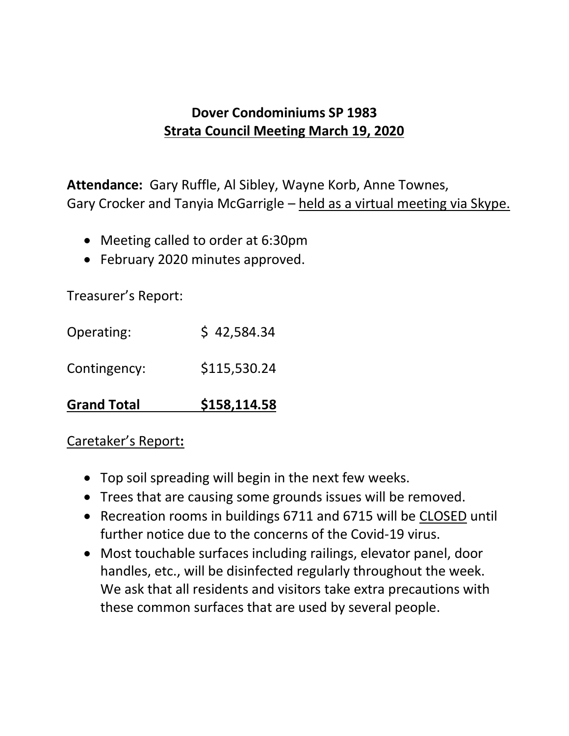# Dover Condominiums SP 1983

## Strata Council Meeting March 19, 2020

**Attendance:** Gary Ruffle, Al Sibley, Wayne Korb, Anne Townes, Gary Crocker and Tanyia McGarrigle – held as a virtual meeting via Skype.

- Meeting called to order at 6:30pm
- February 2020 minutes approved.

Treasurer's Report:

| | |
|---|---|
| Operating: | $ 42,584.34 |
| Contingency: | $115,530.24 |
| **Grand Total** | **$158,114.58** |

Caretaker's Report**:**

- Top soil spreading will begin in the next few weeks.
- Trees that are causing some grounds issues will be removed.
- Recreation rooms in buildings 6711 and 6715 will be CLOSED until further notice due to the concerns of the Covid-19 virus.
- Most touchable surfaces including railings, elevator panel, door handles, etc., will be disinfected regularly throughout the week. We ask that all residents and visitors take extra precautions with these common surfaces that are used by several people.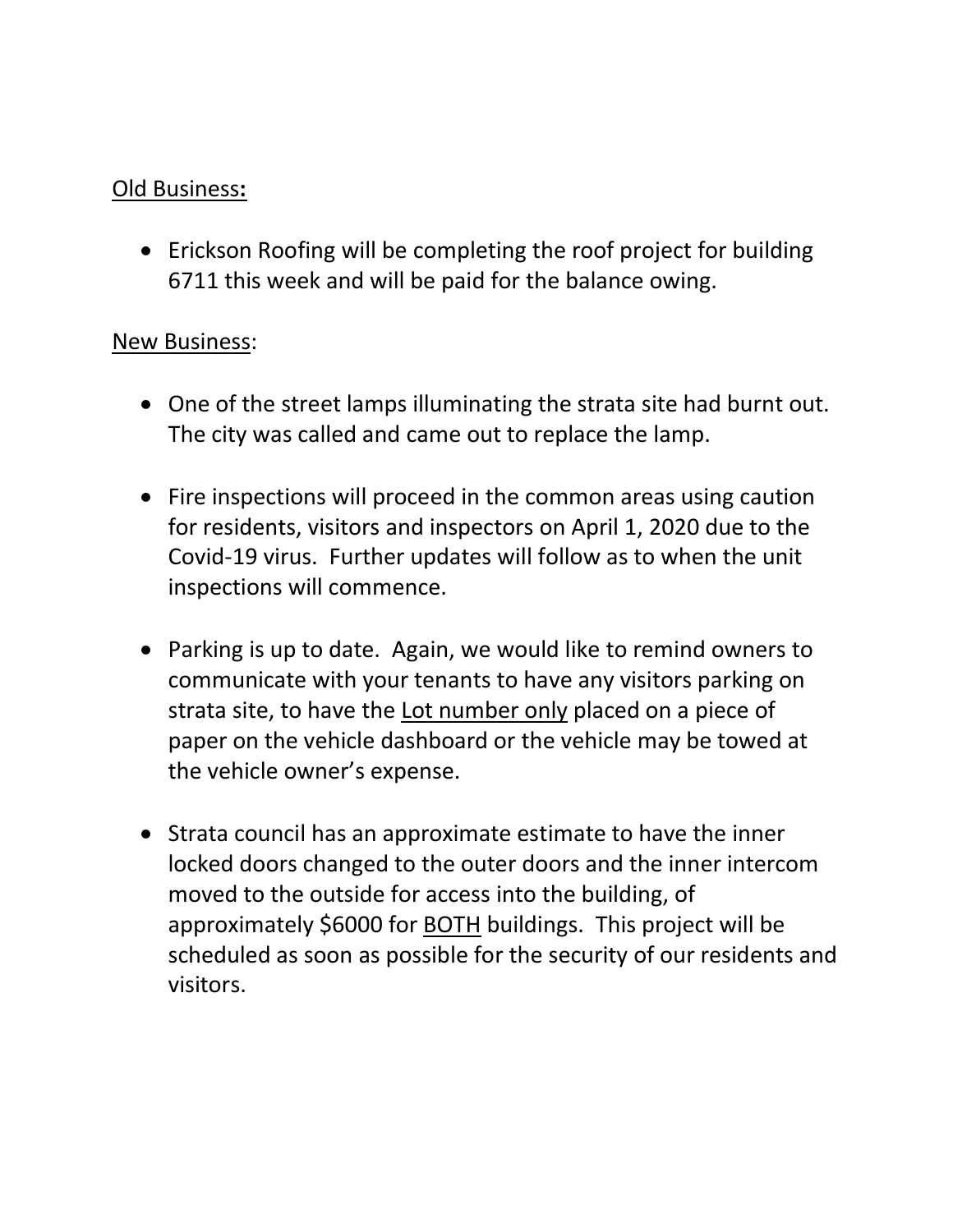## Old Business:

- Erickson Roofing will be completing the roof project for building 6711 this week and will be paid for the balance owing.

## New Business:

- One of the street lamps illuminating the strata site had burnt out. The city was called and came out to replace the lamp.

- Fire inspections will proceed in the common areas using caution for residents, visitors and inspectors on April 1, 2020 due to the Covid-19 virus. Further updates will follow as to when the unit inspections will commence.

- Parking is up to date. Again, we would like to remind owners to communicate with your tenants to have any visitors parking on strata site, to have the Lot number only placed on a piece of paper on the vehicle dashboard or the vehicle may be towed at the vehicle owner's expense.

- Strata council has an approximate estimate to have the inner locked doors changed to the outer doors and the inner intercom moved to the outside for access into the building, of approximately $6000 for BOTH buildings. This project will be scheduled as soon as possible for the security of our residents and visitors.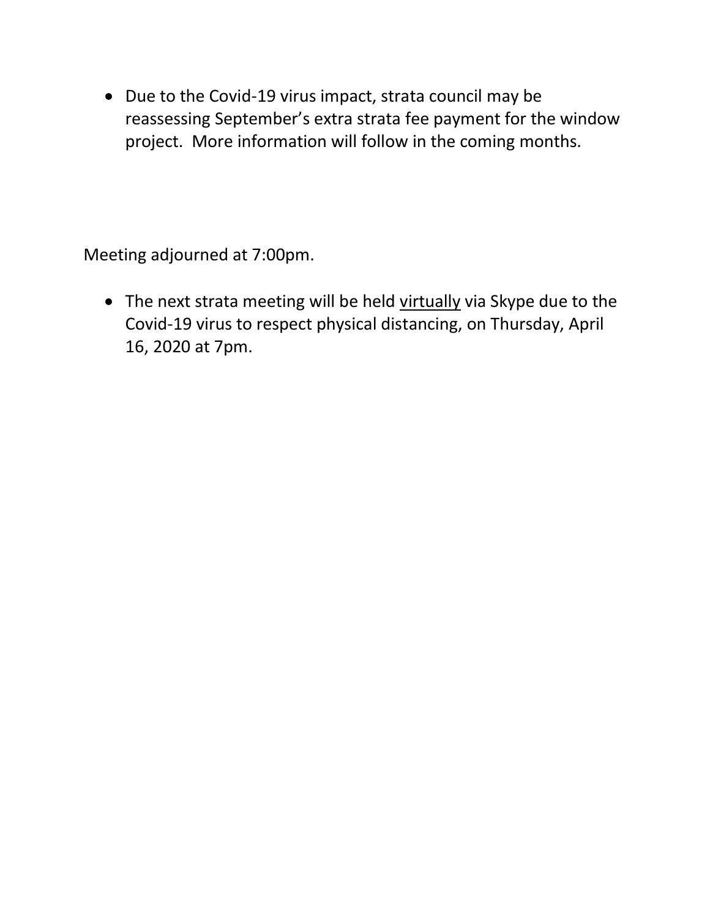- Due to the Covid-19 virus impact, strata council may be reassessing September's extra strata fee payment for the window project. More information will follow in the coming months.

Meeting adjourned at 7:00pm.

- The next strata meeting will be held <u>virtually</u> via Skype due to the Covid-19 virus to respect physical distancing, on Thursday, April 16, 2020 at 7pm.